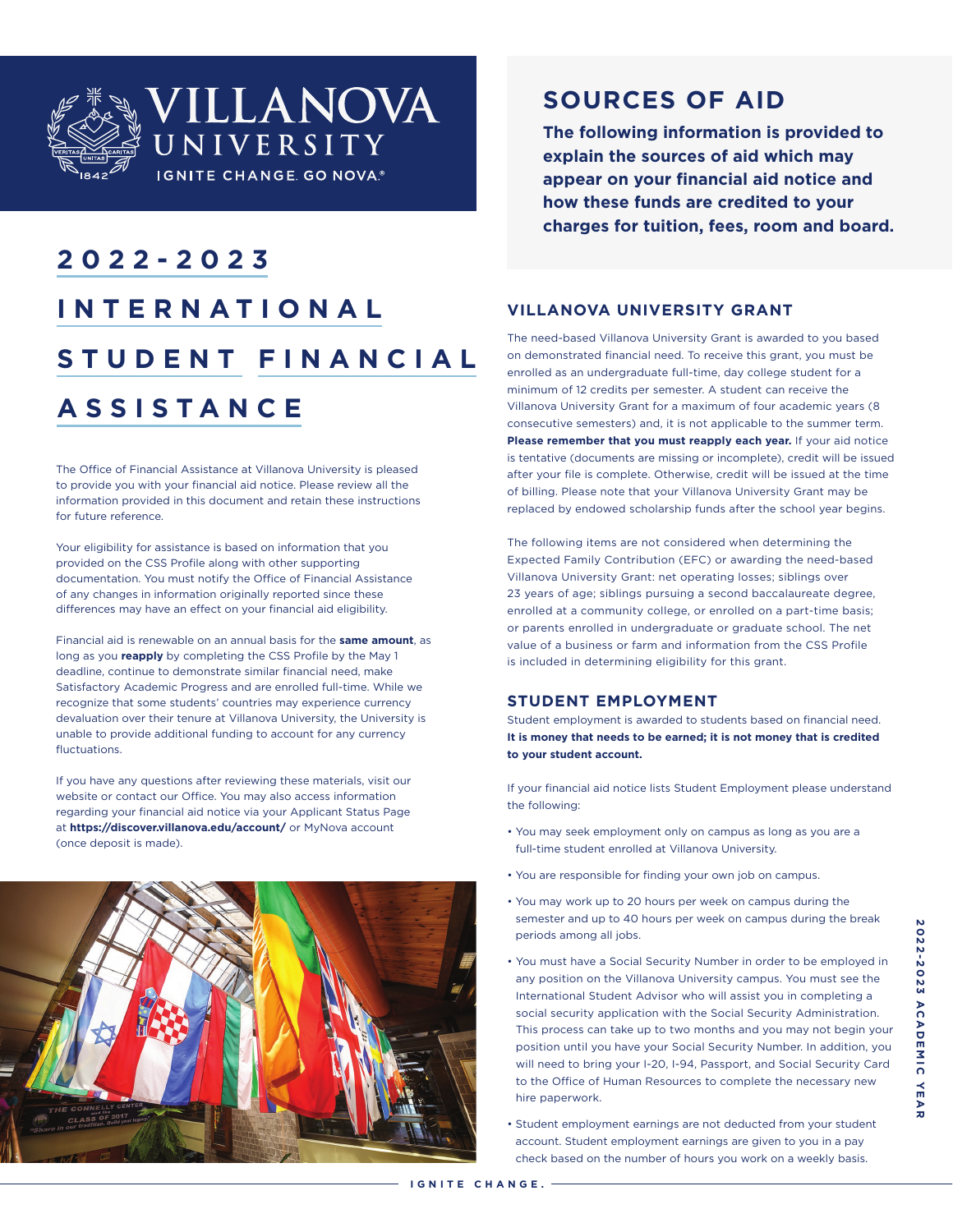# 2022-2023 INTERNATIONAL STUDENT FINANCIAL ASSISTANCE

The Office of Financial Assistance at Villanova University is pleased to provide you with your financial aid notice. Please review all the information provided in this document and retain these instructions for future reference.

Your eligibility for assistance is based on information that you provided on the CSS Profile along with other supporting documentation. You must notify the Office of Financial Assistance of any changes in information originally reported since these differences may have an effect on your financial aid eligibility.

Financial aid is renewable on an annual basis for the **same amount**, as long as you **reapply** by completing the CSS Profile by the May 1 deadline, continue to demonstrate similar financial need, make Satisfactory Academic Progress and are enrolled full-time. While we recognize that some students' countries may experience currency devaluation over their tenure at Villanova University, the University is unable to provide additional funding to account for any currency fluctuations.

If you have any questions after reviewing these materials, visit our website or contact our Office. You may also access information regarding your financial aid notice via your Applicant Status Page at **https://discover.villanova.edu/account/** or MyNova account (once deposit is made).

## SOURCES OF AID

**The following information is provided to explain the sources of aid which may appear on your financial aid notice and how these funds are credited to your charges for tuition, fees, room and board.**

### VILLANOVA UNIVERSITY GRANT

The need-based Villanova University Grant is awarded to you based on demonstrated financial need. To receive this grant, you must be enrolled as an undergraduate full-time, day college student for a minimum of 12 credits per semester. A student can receive the Villanova University Grant for a maximum of four academic years (8 consecutive semesters) and, it is not applicable to the summer term. **Please remember that you must reapply each year.** If your aid notice is tentative (documents are missing or incomplete), credit will be issued after your file is complete. Otherwise, credit will be issued at the time of billing. Please note that your Villanova University Grant may be replaced by endowed scholarship funds after the school year begins.

The following items are not considered when determining the Expected Family Contribution (EFC) or awarding the need-based Villanova University Grant: net operating losses; siblings over 23 years of age; siblings pursuing a second baccalaureate degree, enrolled at a community college, or enrolled on a part-time basis; or parents enrolled in undergraduate or graduate school. The net value of a business or farm and information from the CSS Profile is included in determining eligibility for this grant.

### STUDENT EMPLOYMENT

Student employment is awarded to students based on financial need. **It is money that needs to be earned; it is not money that is credited to your student account.**

If your financial aid notice lists Student Employment please understand the following:

- You may seek employment only on campus as long as you are a full-time student enrolled at Villanova University.
- You are responsible for finding your own job on campus.
- You may work up to 20 hours per week on campus during the semester and up to 40 hours per week on campus during the break periods among all jobs.
- You must have a Social Security Number in order to be employed in any position on the Villanova University campus. You must see the International Student Advisor who will assist you in completing a social security application with the Social Security Administration. This process can take up to two months and you may not begin your position until you have your Social Security Number. In addition, you will need to bring your I-20, I-94, Passport, and Social Security Card to the Office of Human Resources to complete the necessary new hire paperwork.
- Student employment earnings are not deducted from your student account. Student employment earnings are given to you in a pay check based on the number of hours you work on a weekly basis.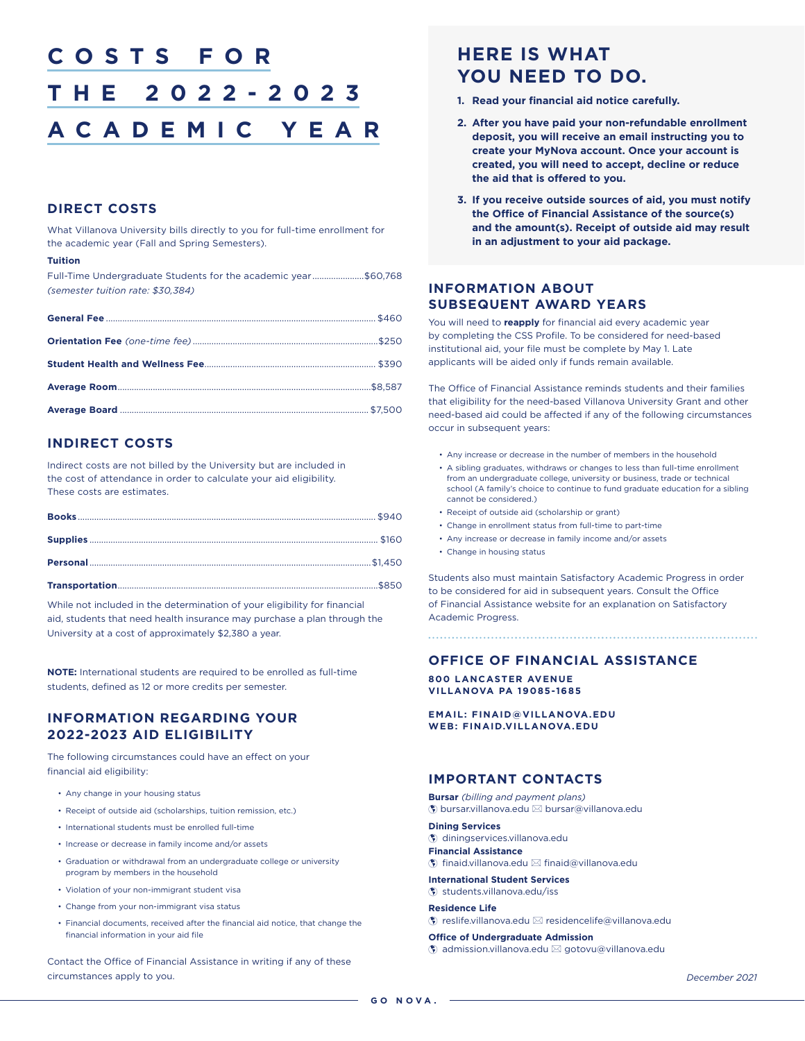# COSTS FOR THE 2022-2023 ACADEMIC YEAR

## DIRECT COSTS

What Villanova University bills directly to you for full-time enrollment for the academic year (Fall and Spring Semesters).

**Tuition**

Full-Time Undergraduate Students for the academic year ...................... $60,768
*(semester tuition rate: $30,384)*

**General Fee** ...................... $460

**Orientation Fee** *(one-time fee)* ...................... $250

**Student Health and Wellness Fee** ...................... $390

**Average Room** ...................... $8,587

**Average Board** ...................... $7,500

## INDIRECT COSTS

Indirect costs are not billed by the University but are included in the cost of attendance in order to calculate your aid eligibility. These costs are estimates.

**Books** ...................... $940

**Supplies** ...................... $160

**Personal** ...................... $1,450

**Transportation** ...................... $850

While not included in the determination of your eligibility for financial aid, students that need health insurance may purchase a plan through the University at a cost of approximately $2,380 a year.

**NOTE:** International students are required to be enrolled as full-time students, defined as 12 or more credits per semester.

## INFORMATION REGARDING YOUR 2022-2023 AID ELIGIBILITY

The following circumstances could have an effect on your financial aid eligibility:

- Any change in your housing status
- Receipt of outside aid (scholarships, tuition remission, etc.)
- International students must be enrolled full-time
- Increase or decrease in family income and/or assets
- Graduation or withdrawal from an undergraduate college or university program by members in the household
- Violation of your non-immigrant student visa
- Change from your non-immigrant visa status
- Financial documents, received after the financial aid notice, that change the financial information in your aid file

Contact the Office of Financial Assistance in writing if any of these circumstances apply to you.

## HERE IS WHAT YOU NEED TO DO.

1. **Read your financial aid notice carefully.**
2. **After you have paid your non-refundable enrollment deposit, you will receive an email instructing you to create your MyNova account. Once your account is created, you will need to accept, decline or reduce the aid that is offered to you.**
3. **If you receive outside sources of aid, you must notify the Office of Financial Assistance of the source(s) and the amount(s). Receipt of outside aid may result in an adjustment to your aid package.**

## INFORMATION ABOUT SUBSEQUENT AWARD YEARS

You will need to **reapply** for financial aid every academic year by completing the CSS Profile. To be considered for need-based institutional aid, your file must be complete by May 1. Late applicants will be aided only if funds remain available.

The Office of Financial Assistance reminds students and their families that eligibility for the need-based Villanova University Grant and other need-based aid could be affected if any of the following circumstances occur in subsequent years:

- Any increase or decrease in the number of members in the household
- A sibling graduates, withdraws or changes to less than full-time enrollment from an undergraduate college, university or business, trade or technical school (A family's choice to continue to fund graduate education for a sibling cannot be considered.)
- Receipt of outside aid (scholarship or grant)
- Change in enrollment status from full-time to part-time
- Any increase or decrease in family income and/or assets
- Change in housing status

Students also must maintain Satisfactory Academic Progress in order to be considered for aid in subsequent years. Consult the Office of Financial Assistance website for an explanation on Satisfactory Academic Progress.

## OFFICE OF FINANCIAL ASSISTANCE

**800 LANCASTER AVENUE**
**VILLANOVA PA 19085-1685**

**EMAIL: FINAID@VILLANOVA.EDU**
**WEB: FINAID.VILLANOVA.EDU**

## IMPORTANT CONTACTS

**Bursar** *(billing and payment plans)*
bursar.villanova.edu bursar@villanova.edu

**Dining Services**
diningservices.villanova.edu

**Financial Assistance**
finaid.villanova.edu finaid@villanova.edu

**International Student Services**
students.villanova.edu/iss

**Residence Life**
reslife.villanova.edu residencelife@villanova.edu

**Office of Undergraduate Admission**
admission.villanova.edu gotovu@villanova.edu

*December 2021*

GO NOVA.